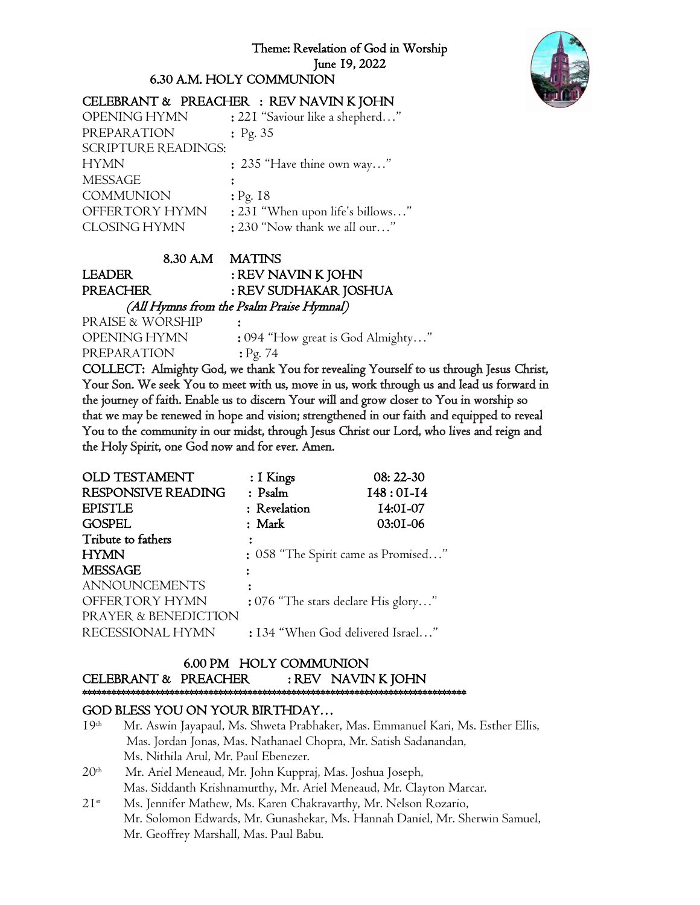# Theme: Revelation of God in Worship

## June 19, 2022

## 6.30 A.M. HOLY COMMUNION

**CELEBRANT & PREACHER : REV NAVIN K JOHN**

OPENING HYMN : 221 "Saviour like a shepherd…"
PREPARATION : Pg. 35
SCRIPTURE READINGS:
HYMN : 235 "Have thine own way…"
MESSAGE :
COMMUNION : Pg. 18
OFFERTORY HYMN : 231 "When upon life's billows…"
CLOSING HYMN : 230 "Now thank we all our…"

## 8.30 A.M MATINS

**LEADER : REV NAVIN K JOHN**
**PREACHER : REV SUDHAKAR JOSHUA**

*(All Hymns from the Psalm Praise Hymnal)*

PRAISE & WORSHIP :
OPENING HYMN : 094 "How great is God Almighty…"
PREPARATION : Pg. 74

**COLLECT: Almighty God, we thank You for revealing Yourself to us through Jesus Christ, Your Son. We seek You to meet with us, move in us, work through us and lead us forward in the journey of faith. Enable us to discern Your will and grow closer to You in worship so that we may be renewed in hope and vision; strengthened in our faith and equipped to reveal You to the community in our midst, through Jesus Christ our Lord, who lives and reign and the Holy Spirit, one God now and for ever. Amen.**

**OLD TESTAMENT** : I Kings 08: 22-30
**RESPONSIVE READING** : Psalm 148 : 01-14
**EPISTLE** : Revelation 14:01-07
**GOSPEL** : Mark 03:01-06
**Tribute to fathers** :
**HYMN** : 058 "The Spirit came as Promised…"
**MESSAGE** :
ANNOUNCEMENTS :
OFFERTORY HYMN : 076 "The stars declare His glory…"
PRAYER & BENEDICTION
RECESSIONAL HYMN : 134 "When God delivered Israel…"

## 6.00 PM HOLY COMMUNION

**CELEBRANT & PREACHER : REV NAVIN K JOHN**

*******************************************************************************

## GOD BLESS YOU ON YOUR BIRTHDAY…

19th Mr. Aswin Jayapaul, Ms. Shweta Prabhaker, Mas. Emmanuel Kari, Ms. Esther Ellis, Mas. Jordan Jonas, Mas. Nathanael Chopra, Mr. Satish Sadanandan, Ms. Nithila Arul, Mr. Paul Ebenezer.

20th Mr. Ariel Meneaud, Mr. John Kuppraj, Mas. Joshua Joseph, Mas. Siddanth Krishnamurthy, Mr. Ariel Meneaud, Mr. Clayton Marcar.

21st Ms. Jennifer Mathew, Ms. Karen Chakravarthy, Mr. Nelson Rozario, Mr. Solomon Edwards, Mr. Gunashekar, Ms. Hannah Daniel, Mr. Sherwin Samuel, Mr. Geoffrey Marshall, Mas. Paul Babu.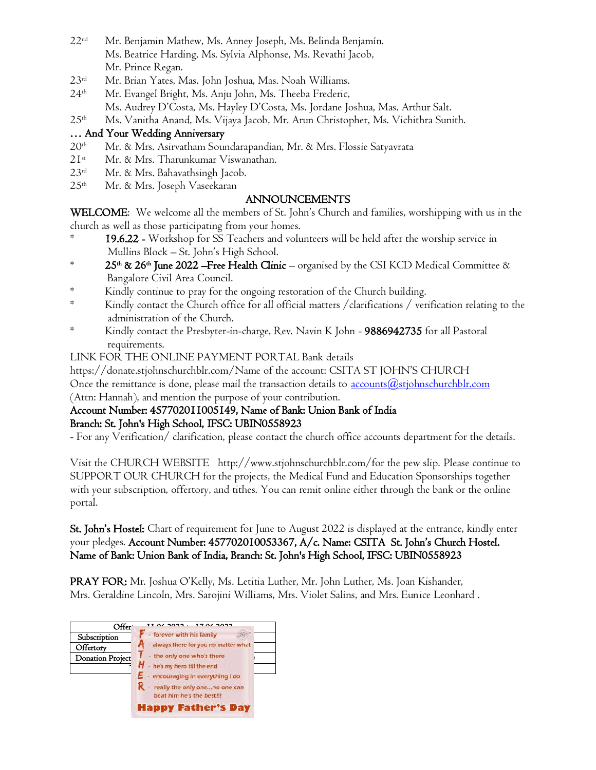22nd Mr. Benjamin Mathew, Ms. Anney Joseph, Ms. Belinda Benjamin. Ms. Beatrice Harding, Ms. Sylvia Alphonse, Ms. Revathi Jacob, Mr. Prince Regan.
23rd Mr. Brian Yates, Mas. John Joshua, Mas. Noah Williams.
24th Mr. Evangel Bright, Ms. Anju John, Ms. Theeba Frederic, Ms. Audrey D'Costa, Ms. Hayley D'Costa, Ms. Jordane Joshua, Mas. Arthur Salt.
25th Ms. Vanitha Anand, Ms. Vijaya Jacob, Mr. Arun Christopher, Ms. Vichithra Sunith.

**… And Your Wedding Anniversary**

20th Mr. & Mrs. Asirvatham Soundarapandian, Mr. & Mrs. Flossie Satyavrata
21st Mr. & Mrs. Tharunkumar Viswanathan.
23rd Mr. & Mrs. Bahavathsingh Jacob.
25th Mr. & Mrs. Joseph Vaseekaran

## ANNOUNCEMENTS

**WELCOME:** We welcome all the members of St. John's Church and families, worshipping with us in the church as well as those participating from your homes.

* **19.6.22 -** Workshop for SS Teachers and volunteers will be held after the worship service in Mullins Block – St. John's High School.
* **25th & 26th June 2022 –Free Health Clinic** – organised by the CSI KCD Medical Committee & Bangalore Civil Area Council.
* Kindly continue to pray for the ongoing restoration of the Church building.
* Kindly contact the Church office for all official matters /clarifications / verification relating to the administration of the Church.
* Kindly contact the Presbyter-in-charge, Rev. Navin K John - **9886942735** for all Pastoral requirements.

LINK FOR THE ONLINE PAYMENT PORTAL Bank details
https://donate.stjohnschurchblr.com/Name of the account: CSITA ST JOHN'S CHURCH
Once the remittance is done, please mail the transaction details to accounts@stjohnschurchblr.com (Attn: Hannah), and mention the purpose of your contribution.

**Account Number: 457702011005149, Name of Bank: Union Bank of India**
**Branch: St. John's High School, IFSC: UBIN0558923**

- For any Verification/ clarification, please contact the church office accounts department for the details.

Visit the CHURCH WEBSITE http://www.stjohnschurchblr.com/for the pew slip. Please continue to SUPPORT OUR CHURCH for the projects, the Medical Fund and Education Sponsorships together with your subscription, offertory, and tithes. You can remit online either through the bank or the online portal.

**St. John's Hostel:** Chart of requirement for June to August 2022 is displayed at the entrance, kindly enter your pledges. **Account Number: 457702010053367, A/c. Name: CSITA St. John's Church Hostel. Name of Bank: Union Bank of India, Branch: St. John's High School, IFSC: UBIN0558923**

**PRAY FOR:** Mr. Joshua O'Kelly, Ms. Letitia Luther, Mr. John Luther, Ms. Joan Kishander, Mrs. Geraldine Lincoln, Mrs. Sarojini Williams, Mrs. Violet Salins, and Mrs. Eunice Leonhard .

| Offer… 11.06.2022 to 17.06.2022 | |
|---|---|
| Subscription | |
| Offertory | |
| Donation Project | |
| | |

F - forever with his family
A - always there for you no matter what
T - the only one who's there
H - he's my hero till the end
E - encouraging in everything I do
R - really the only one...no one can beat him he's the best!!!

Happy Father's Day